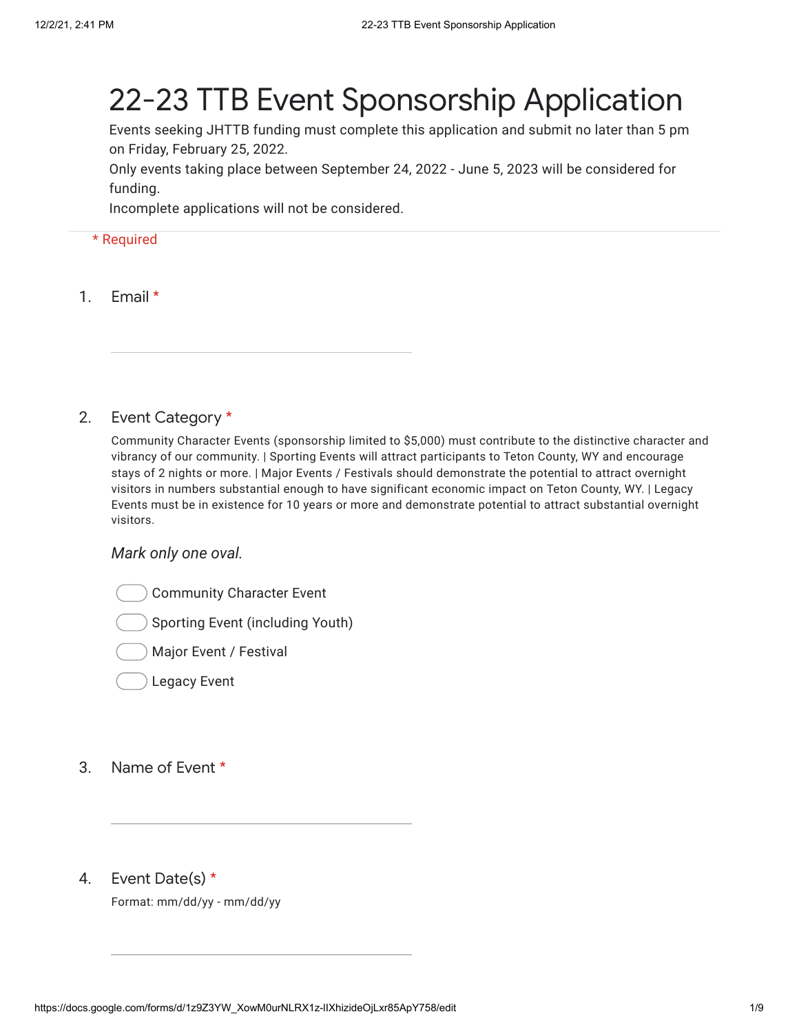# 22-23 TTB Event Sponsorship Application

Events seeking JHTTB funding must complete this application and submit no later than 5 pm on Friday, February 25, 2022.

Only events taking place between September 24, 2022 - June 5, 2023 will be considered for funding.

Incomplete applications will not be considered.

\* Required

1. Email *

2. Event Category *

   Community Character Events (sponsorship limited to $5,000) must contribute to the distinctive character and vibrancy of our community. | Sporting Events will attract participants to Teton County, WY and encourage stays of 2 nights or more. | Major Events / Festivals should demonstrate the potential to attract overnight visitors in numbers substantial enough to have significant economic impact on Teton County, WY. | Legacy Events must be in existence for 10 years or more and demonstrate potential to attract substantial overnight visitors.

   *Mark only one oval.*

   - Community Character Event
   - Sporting Event (including Youth)
   - Major Event / Festival
   - Legacy Event

3. Name of Event *

4. Event Date(s) *

   Format: mm/dd/yy - mm/dd/yy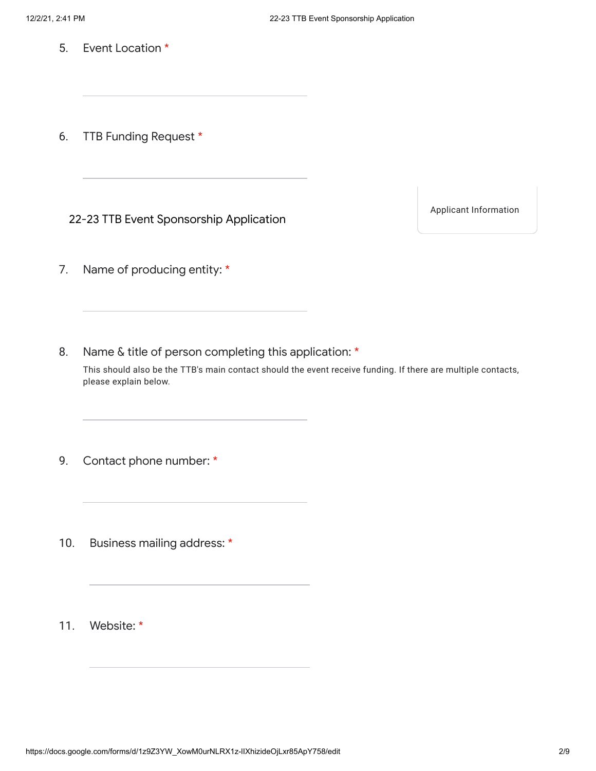5. Event Location *

6. TTB Funding Request *

## 22-23 TTB Event Sponsorship Application

Applicant Information

7. Name of producing entity: *

8. Name & title of person completing this application: *

   This should also be the TTB's main contact should the event receive funding. If there are multiple contacts, please explain below.

9. Contact phone number: *

10. Business mailing address: *

11. Website: *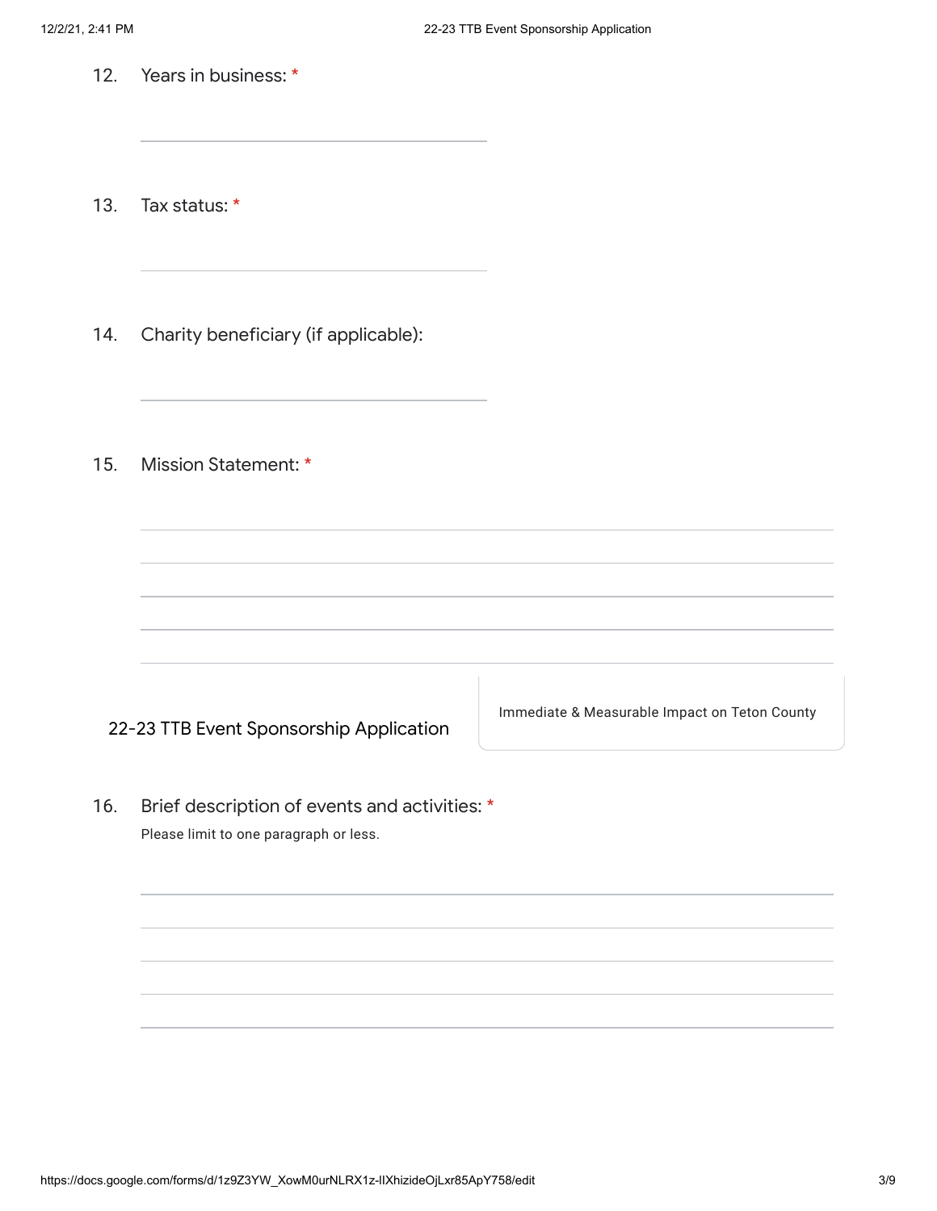12. Years in business: *

_______________

13. Tax status: *

_______________

14. Charity beneficiary (if applicable):

_______________

15. Mission Statement: *

_______________

_______________

_______________

_______________

_______________

## 22-23 TTB Event Sponsorship Application

Immediate & Measurable Impact on Teton County

16. Brief description of events and activities: *

Please limit to one paragraph or less.

_______________

_______________

_______________

_______________

_______________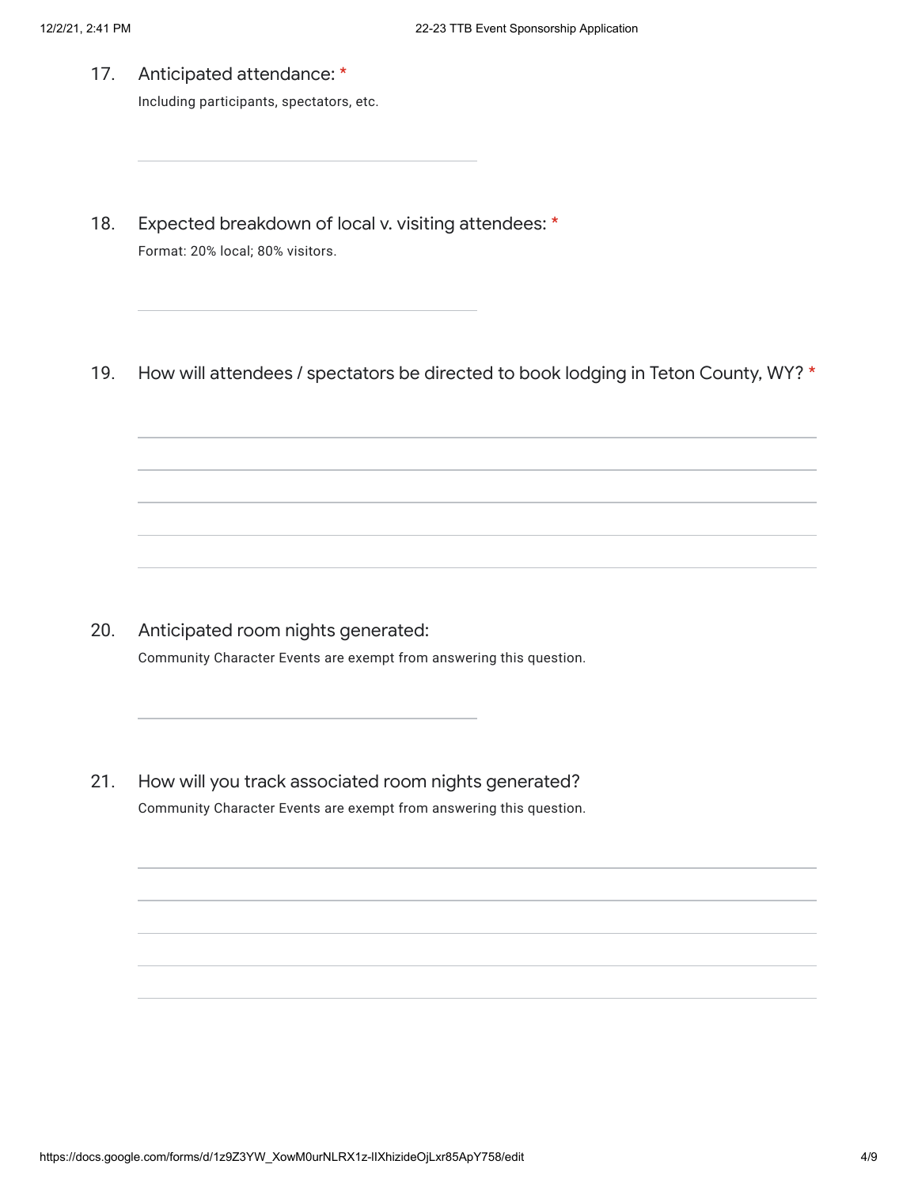17. Anticipated attendance: *

    Including participants, spectators, etc.

18. Expected breakdown of local v. visiting attendees: *

    Format: 20% local; 80% visitors.

19. How will attendees / spectators be directed to book lodging in Teton County, WY? *

20. Anticipated room nights generated:

    Community Character Events are exempt from answering this question.

21. How will you track associated room nights generated?

    Community Character Events are exempt from answering this question.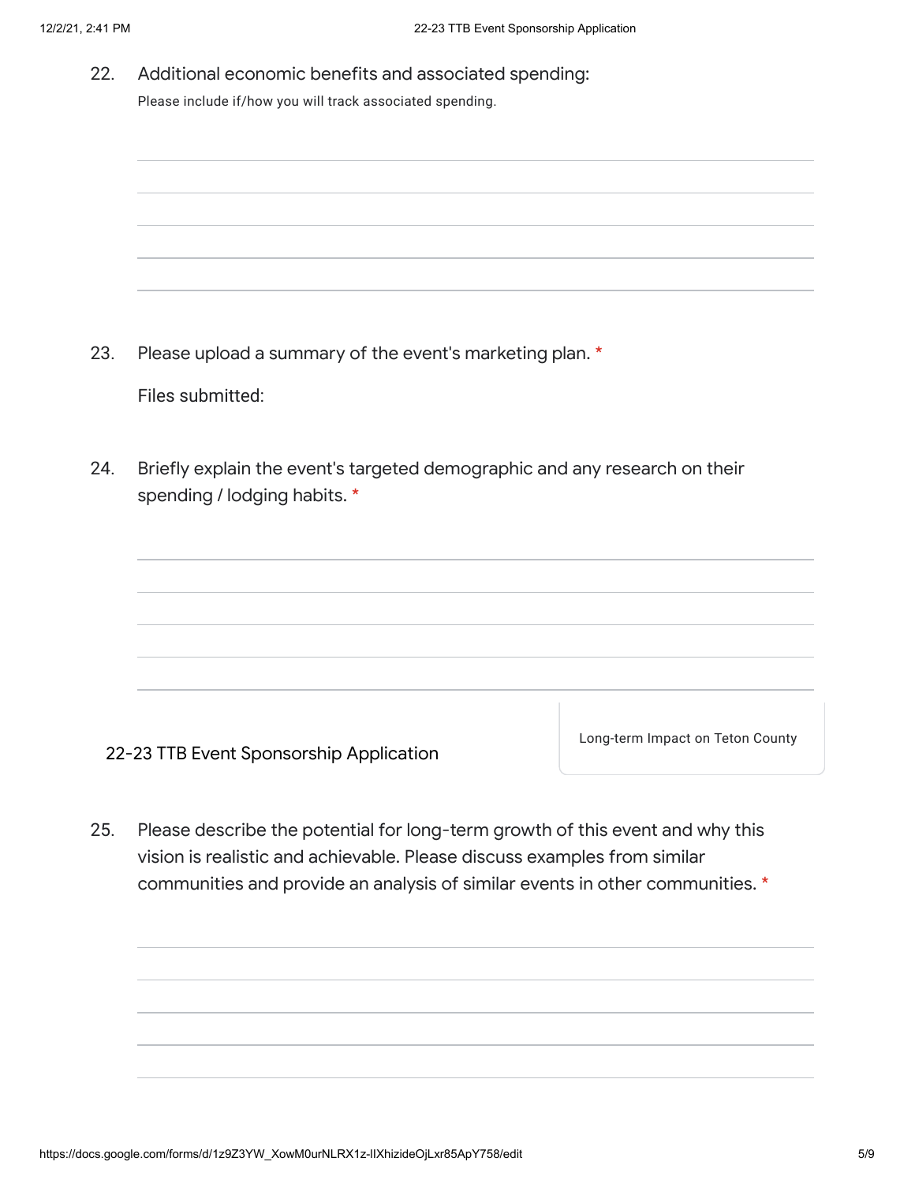22. Additional economic benefits and associated spending:

Please include if/how you will track associated spending.

23. Please upload a summary of the event's marketing plan. *

Files submitted:

24. Briefly explain the event's targeted demographic and any research on their spending / lodging habits. *

## 22-23 TTB Event Sponsorship Application

Long-term Impact on Teton County

25. Please describe the potential for long-term growth of this event and why this vision is realistic and achievable. Please discuss examples from similar communities and provide an analysis of similar events in other communities. *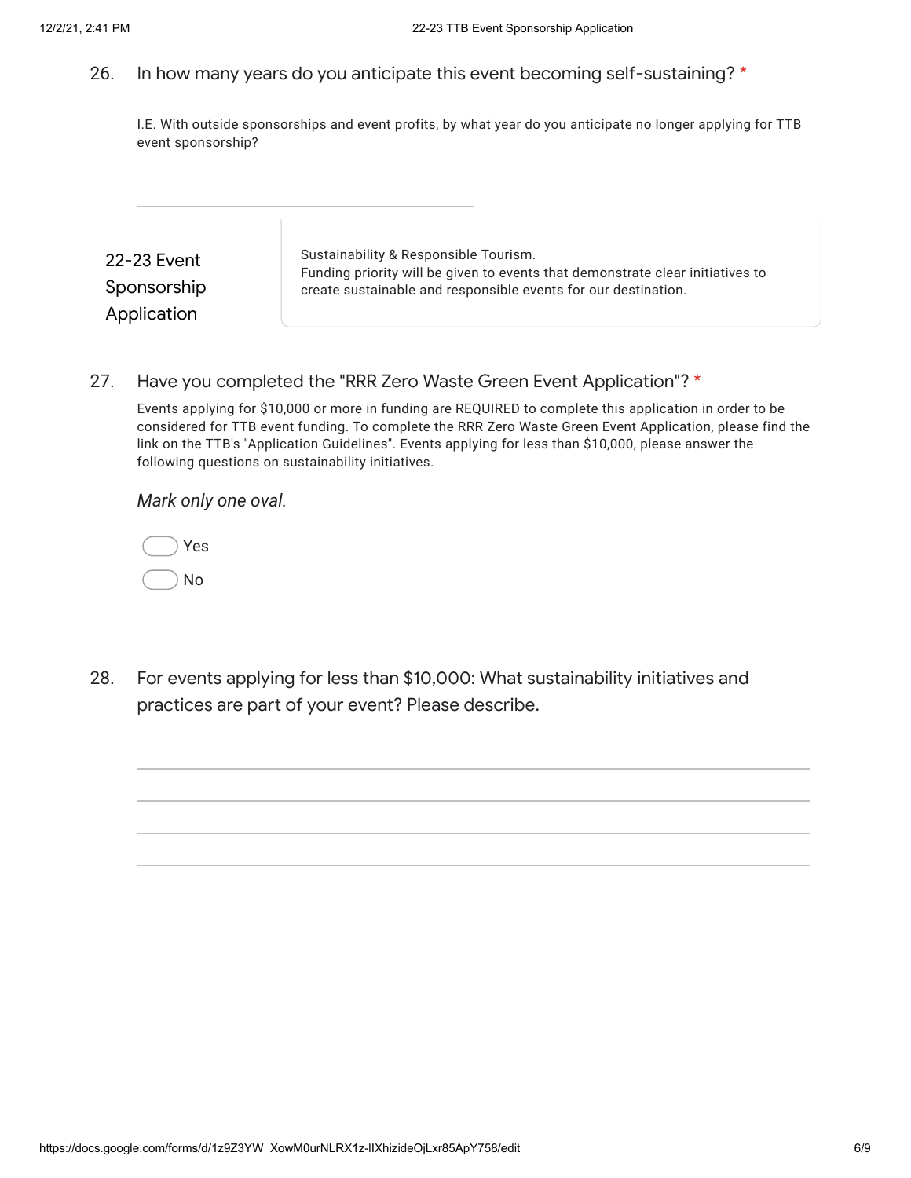26. In how many years do you anticipate this event becoming self-sustaining? *

I.E. With outside sponsorships and event profits, by what year do you anticipate no longer applying for TTB event sponsorship?

_______________________________

## 22-23 Event Sponsorship Application

Sustainability & Responsible Tourism.
Funding priority will be given to events that demonstrate clear initiatives to create sustainable and responsible events for our destination.

27. Have you completed the "RRR Zero Waste Green Event Application"? *

Events applying for $10,000 or more in funding are REQUIRED to complete this application in order to be considered for TTB event funding. To complete the RRR Zero Waste Green Event Application, please find the link on the TTB's "Application Guidelines". Events applying for less than $10,000, please answer the following questions on sustainability initiatives.

*Mark only one oval.*

- ◯ Yes
- ◯ No

28. For events applying for less than $10,000: What sustainability initiatives and practices are part of your event? Please describe.

_______________________________

_______________________________

_______________________________

_______________________________

_______________________________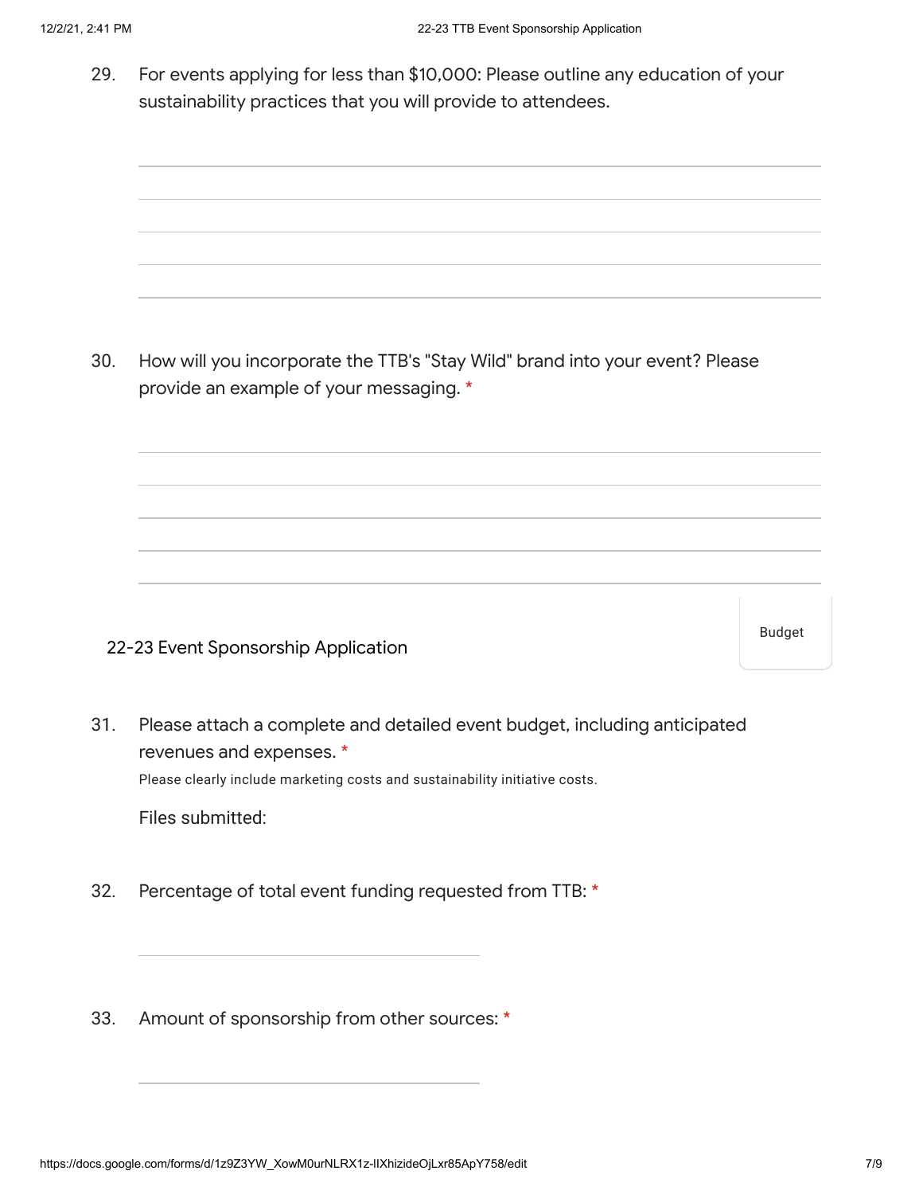29. For events applying for less than $10,000: Please outline any education of your sustainability practices that you will provide to attendees.

30. How will you incorporate the TTB's "Stay Wild" brand into your event? Please provide an example of your messaging. *

## 22-23 Event Sponsorship Application

Budget

31. Please attach a complete and detailed event budget, including anticipated revenues and expenses. *

Please clearly include marketing costs and sustainability initiative costs.

Files submitted:

32. Percentage of total event funding requested from TTB: *

33. Amount of sponsorship from other sources: *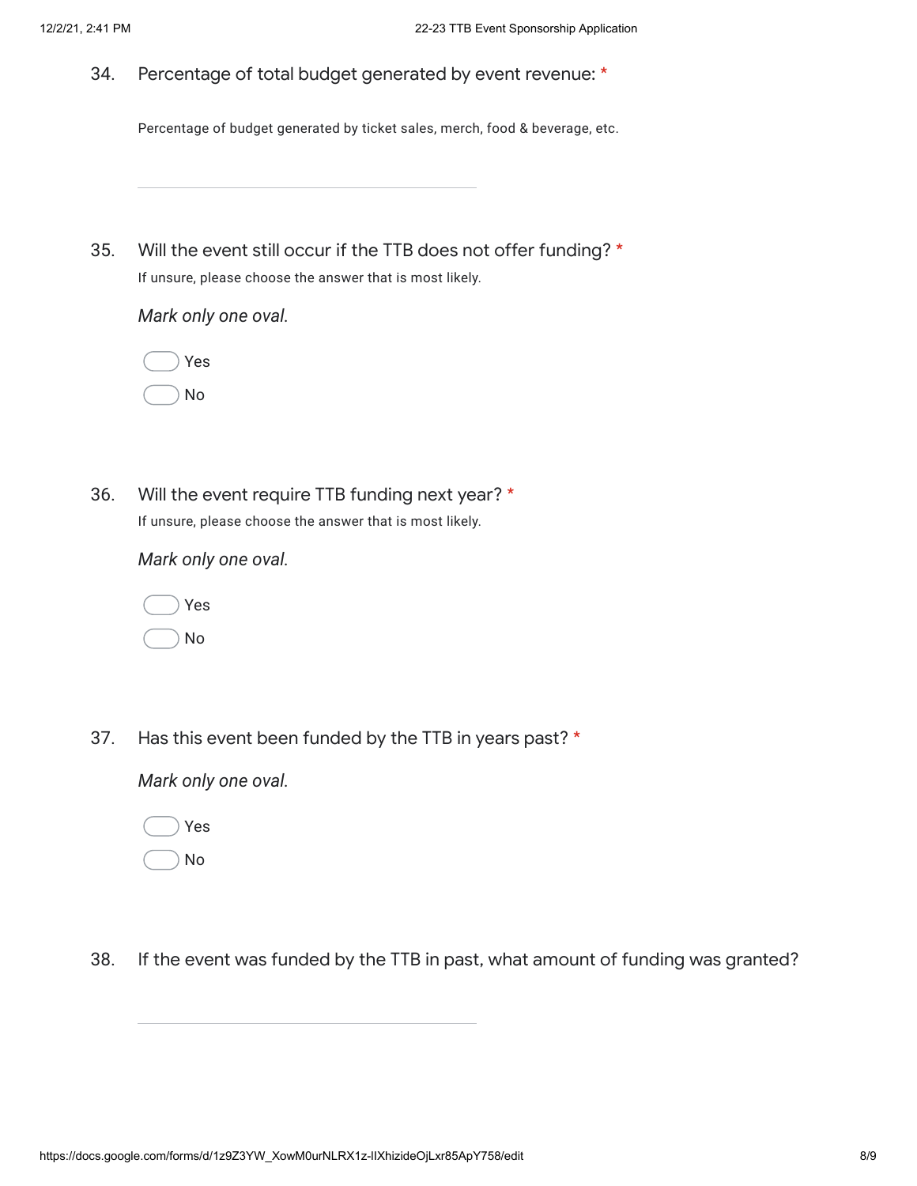34. Percentage of total budget generated by event revenue: *

Percentage of budget generated by ticket sales, merch, food & beverage, etc.

35. Will the event still occur if the TTB does not offer funding? *

If unsure, please choose the answer that is most likely.

*Mark only one oval.*

- Yes
- No

36. Will the event require TTB funding next year? *

If unsure, please choose the answer that is most likely.

*Mark only one oval.*

- Yes
- No

37. Has this event been funded by the TTB in years past? *

*Mark only one oval.*

- Yes
- No

38. If the event was funded by the TTB in past, what amount of funding was granted?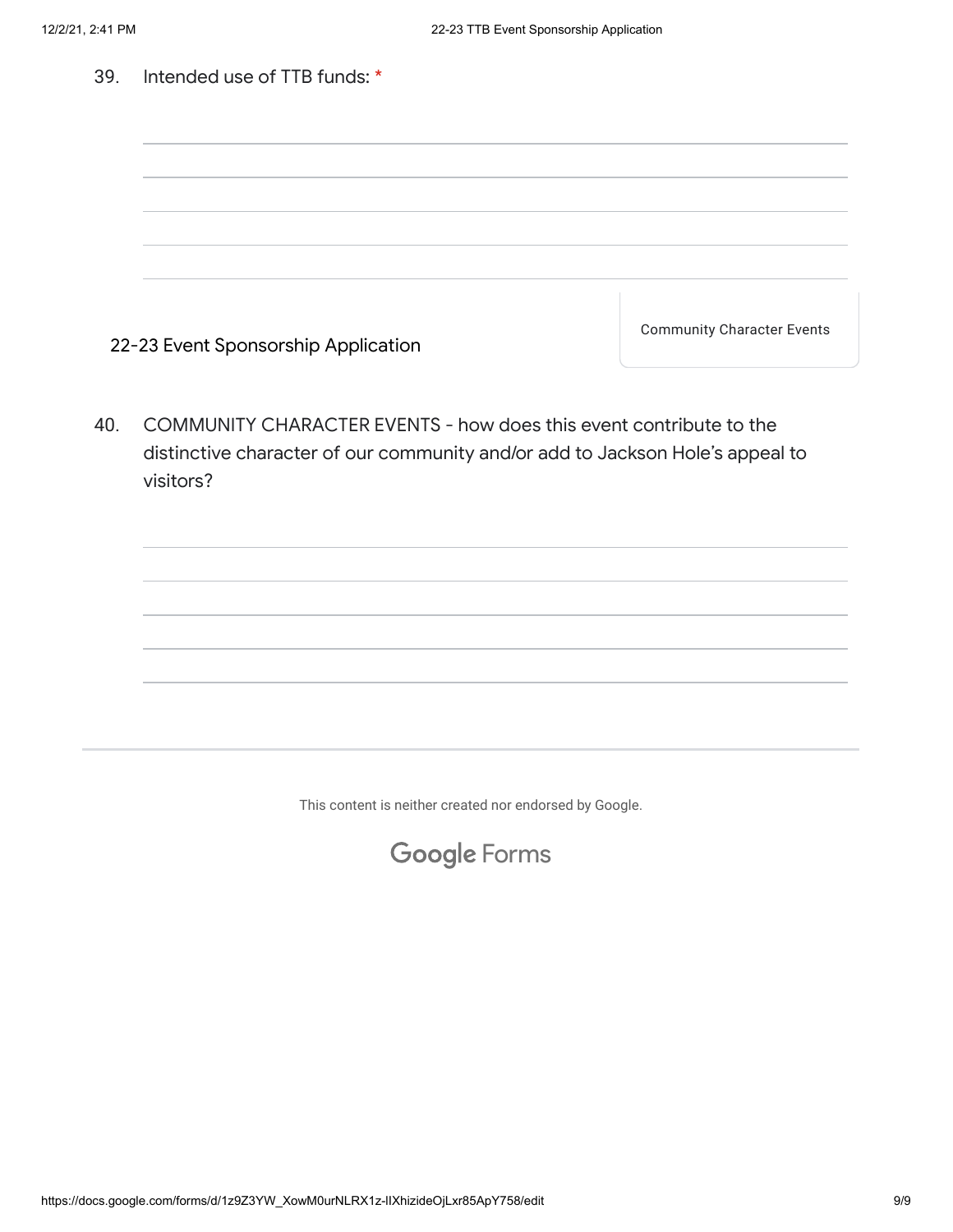39. Intended use of TTB funds: *

## 22-23 Event Sponsorship Application

Community Character Events

40. COMMUNITY CHARACTER EVENTS - how does this event contribute to the distinctive character of our community and/or add to Jackson Hole's appeal to visitors?

This content is neither created nor endorsed by Google.

Google Forms